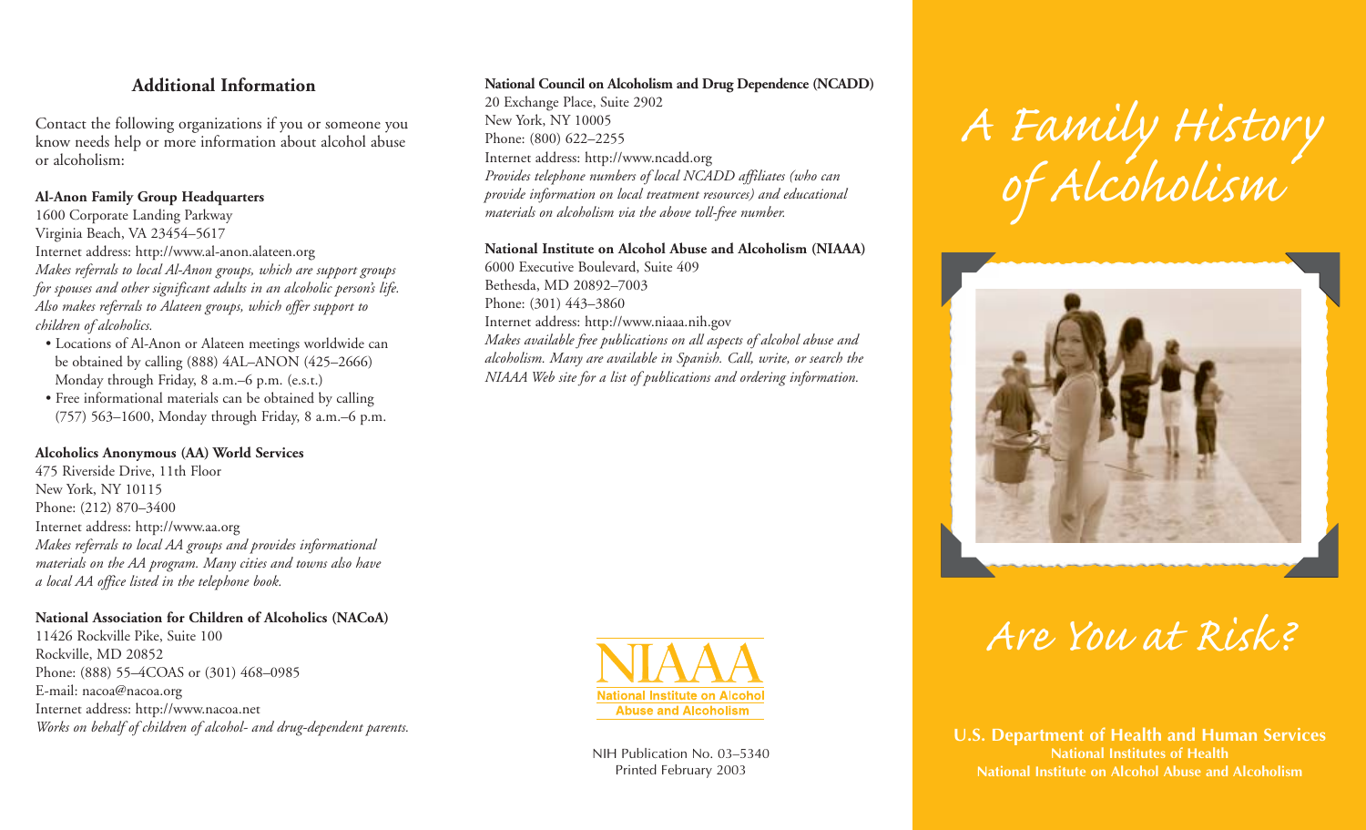## Additional Information

Contact the following organizations if you or someone you know needs help or more information about alcohol abuse or alcoholism:

**Al-Anon Family Group Headquarters**
1600 Corporate Landing Parkway
Virginia Beach, VA 23454–5617
Internet address: http://www.al-anon.alateen.org
*Makes referrals to local Al-Anon groups, which are support groups for spouses and other significant adults in an alcoholic person's life. Also makes referrals to Alateen groups, which offer support to children of alcoholics.*

- Locations of Al-Anon or Alateen meetings worldwide can be obtained by calling (888) 4AL–ANON (425–2666) Monday through Friday, 8 a.m.–6 p.m. (e.s.t.)
- Free informational materials can be obtained by calling (757) 563–1600, Monday through Friday, 8 a.m.–6 p.m.

**Alcoholics Anonymous (AA) World Services**
475 Riverside Drive, 11th Floor
New York, NY 10115
Phone: (212) 870–3400
Internet address: http://www.aa.org
*Makes referrals to local AA groups and provides informational materials on the AA program. Many cities and towns also have a local AA office listed in the telephone book.*

**National Association for Children of Alcoholics (NACoA)**
11426 Rockville Pike, Suite 100
Rockville, MD 20852
Phone: (888) 55–4COAS or (301) 468–0985
E-mail: nacoa@nacoa.org
Internet address: http://www.nacoa.net
*Works on behalf of children of alcohol- and drug-dependent parents.*

**National Council on Alcoholism and Drug Dependence (NCADD)**
20 Exchange Place, Suite 2902
New York, NY 10005
Phone: (800) 622–2255
Internet address: http://www.ncadd.org
*Provides telephone numbers of local NCADD affiliates (who can provide information on local treatment resources) and educational materials on alcoholism via the above toll-free number.*

**National Institute on Alcohol Abuse and Alcoholism (NIAAA)**
6000 Executive Boulevard, Suite 409
Bethesda, MD 20892–7003
Phone: (301) 443–3860
Internet address: http://www.niaaa.nih.gov
*Makes available free publications on all aspects of alcohol abuse and alcoholism. Many are available in Spanish. Call, write, or search the NIAAA Web site for a list of publications and ordering information.*

NIAAA
National Institute on Alcohol Abuse and Alcoholism

NIH Publication No. 03–5340
Printed February 2003

# A Family History of Alcoholism

## Are You at Risk?

**U.S. Department of Health and Human Services**
**National Institutes of Health**
**National Institute on Alcohol Abuse and Alcoholism**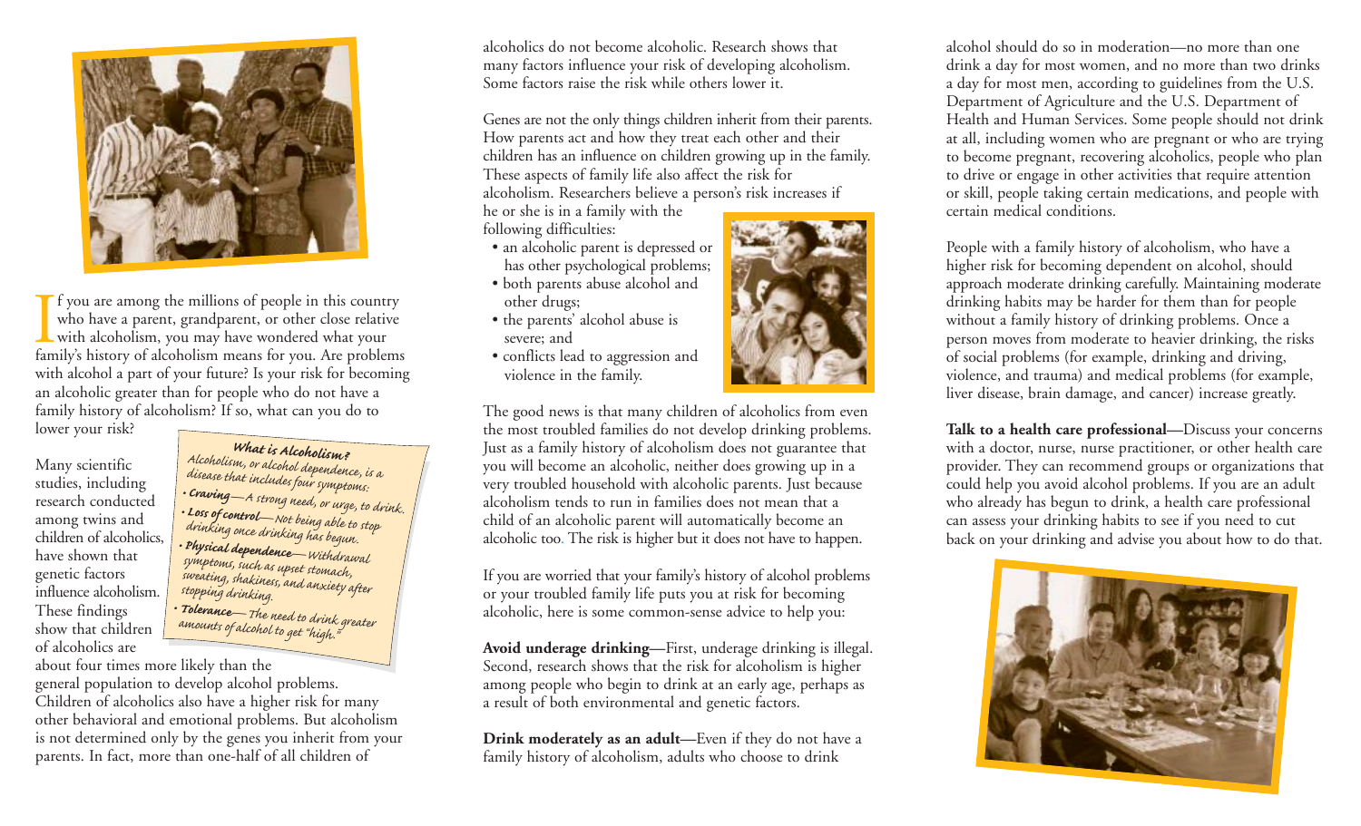If you are among the millions of people in this country who have a parent, grandparent, or other close relative with alcoholism, you may have wondered what your family's history of alcoholism means for you. Are problems with alcohol a part of your future? Is your risk for becoming an alcoholic greater than for people who do not have a family history of alcoholism? If so, what can you do to lower your risk?

**What is Alcoholism?**

*Alcoholism, or alcohol dependence, is a disease that includes four symptoms:*

- ***Craving****—A strong need, or urge, to drink.*
- ***Loss of control****—Not being able to stop drinking once drinking has begun.*
- ***Physical dependence****—Withdrawal symptoms, such as upset stomach, sweating, shakiness, and anxiety after stopping drinking.*
- ***Tolerance****—The need to drink greater amounts of alcohol to get "high."*

Many scientific studies, including research conducted among twins and children of alcoholics, have shown that genetic factors influence alcoholism. These findings show that children of alcoholics are about four times more likely than the general population to develop alcohol problems. Children of alcoholics also have a higher risk for many other behavioral and emotional problems. But alcoholism is not determined only by the genes you inherit from your parents. In fact, more than one-half of all children of alcoholics do not become alcoholic. Research shows that many factors influence your risk of developing alcoholism. Some factors raise the risk while others lower it.

Genes are not the only things children inherit from their parents. How parents act and how they treat each other and their children has an influence on children growing up in the family. These aspects of family life also affect the risk for alcoholism. Researchers believe a person's risk increases if he or she is in a family with the following difficulties:

- an alcoholic parent is depressed or has other psychological problems;
- both parents abuse alcohol and other drugs;
- the parents' alcohol abuse is severe; and
- conflicts lead to aggression and violence in the family.

The good news is that many children of alcoholics from even the most troubled families do not develop drinking problems. Just as a family history of alcoholism does not guarantee that you will become an alcoholic, neither does growing up in a very troubled household with alcoholic parents. Just because alcoholism tends to run in families does not mean that a child of an alcoholic parent will automatically become an alcoholic too. The risk is higher but it does not have to happen.

If you are worried that your family's history of alcohol problems or your troubled family life puts you at risk for becoming alcoholic, here is some common-sense advice to help you:

**Avoid underage drinking—**First, underage drinking is illegal. Second, research shows that the risk for alcoholism is higher among people who begin to drink at an early age, perhaps as a result of both environmental and genetic factors.

**Drink moderately as an adult—**Even if they do not have a family history of alcoholism, adults who choose to drink alcohol should do so in moderation—no more than one drink a day for most women, and no more than two drinks a day for most men, according to guidelines from the U.S. Department of Agriculture and the U.S. Department of Health and Human Services. Some people should not drink at all, including women who are pregnant or who are trying to become pregnant, recovering alcoholics, people who plan to drive or engage in other activities that require attention or skill, people taking certain medications, and people with certain medical conditions.

People with a family history of alcoholism, who have a higher risk for becoming dependent on alcohol, should approach moderate drinking carefully. Maintaining moderate drinking habits may be harder for them than for people without a family history of drinking problems. Once a person moves from moderate to heavier drinking, the risks of social problems (for example, drinking and driving, violence, and trauma) and medical problems (for example, liver disease, brain damage, and cancer) increase greatly.

**Talk to a health care professional—**Discuss your concerns with a doctor, nurse, nurse practitioner, or other health care provider. They can recommend groups or organizations that could help you avoid alcohol problems. If you are an adult who already has begun to drink, a health care professional can assess your drinking habits to see if you need to cut back on your drinking and advise you about how to do that.